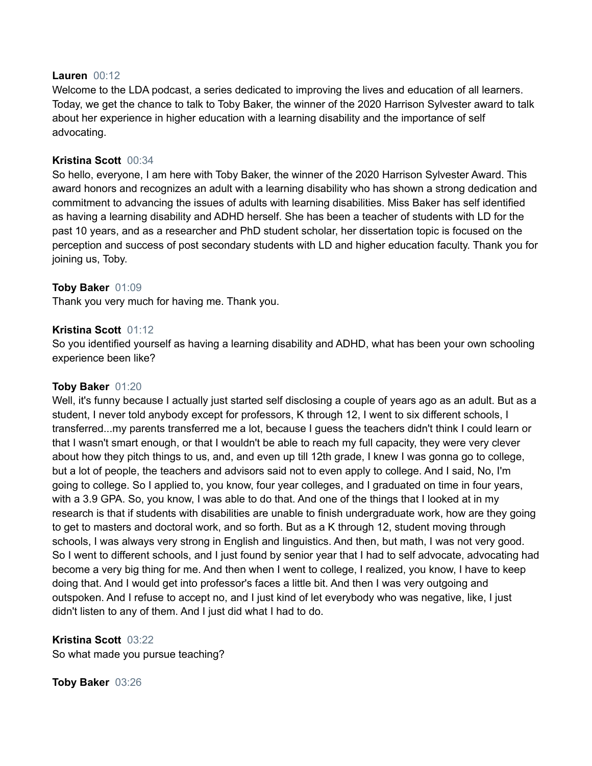**Lauren** 00:12
Welcome to the LDA podcast, a series dedicated to improving the lives and education of all learners. Today, we get the chance to talk to Toby Baker, the winner of the 2020 Harrison Sylvester award to talk about her experience in higher education with a learning disability and the importance of self advocating.

**Kristina Scott** 00:34
So hello, everyone, I am here with Toby Baker, the winner of the 2020 Harrison Sylvester Award. This award honors and recognizes an adult with a learning disability who has shown a strong dedication and commitment to advancing the issues of adults with learning disabilities. Miss Baker has self identified as having a learning disability and ADHD herself. She has been a teacher of students with LD for the past 10 years, and as a researcher and PhD student scholar, her dissertation topic is focused on the perception and success of post secondary students with LD and higher education faculty. Thank you for joining us, Toby.

**Toby Baker** 01:09
Thank you very much for having me. Thank you.

**Kristina Scott** 01:12
So you identified yourself as having a learning disability and ADHD, what has been your own schooling experience been like?

**Toby Baker** 01:20
Well, it's funny because I actually just started self disclosing a couple of years ago as an adult. But as a student, I never told anybody except for professors, K through 12, I went to six different schools, I transferred...my parents transferred me a lot, because I guess the teachers didn't think I could learn or that I wasn't smart enough, or that I wouldn't be able to reach my full capacity, they were very clever about how they pitch things to us, and, and even up till 12th grade, I knew I was gonna go to college, but a lot of people, the teachers and advisors said not to even apply to college. And I said, No, I'm going to college. So I applied to, you know, four year colleges, and I graduated on time in four years, with a 3.9 GPA. So, you know, I was able to do that. And one of the things that I looked at in my research is that if students with disabilities are unable to finish undergraduate work, how are they going to get to masters and doctoral work, and so forth. But as a K through 12, student moving through schools, I was always very strong in English and linguistics. And then, but math, I was not very good. So I went to different schools, and I just found by senior year that I had to self advocate, advocating had become a very big thing for me. And then when I went to college, I realized, you know, I have to keep doing that. And I would get into professor's faces a little bit. And then I was very outgoing and outspoken. And I refuse to accept no, and I just kind of let everybody who was negative, like, I just didn't listen to any of them. And I just did what I had to do.

**Kristina Scott** 03:22
So what made you pursue teaching?

**Toby Baker** 03:26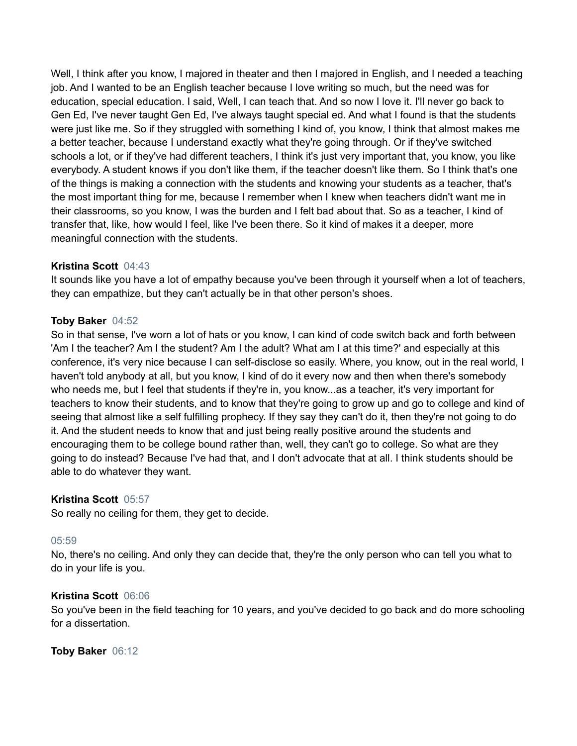Well, I think after you know, I majored in theater and then I majored in English, and I needed a teaching job. And I wanted to be an English teacher because I love writing so much, but the need was for education, special education. I said, Well, I can teach that. And so now I love it. I'll never go back to Gen Ed, I've never taught Gen Ed, I've always taught special ed. And what I found is that the students were just like me. So if they struggled with something I kind of, you know, I think that almost makes me a better teacher, because I understand exactly what they're going through. Or if they've switched schools a lot, or if they've had different teachers, I think it's just very important that, you know, you like everybody. A student knows if you don't like them, if the teacher doesn't like them. So I think that's one of the things is making a connection with the students and knowing your students as a teacher, that's the most important thing for me, because I remember when I knew when teachers didn't want me in their classrooms, so you know, I was the burden and I felt bad about that. So as a teacher, I kind of transfer that, like, how would I feel, like I've been there. So it kind of makes it a deeper, more meaningful connection with the students.

**Kristina Scott** 04:43
It sounds like you have a lot of empathy because you've been through it yourself when a lot of teachers, they can empathize, but they can't actually be in that other person's shoes.

**Toby Baker** 04:52
So in that sense, I've worn a lot of hats or you know, I can kind of code switch back and forth between 'Am I the teacher? Am I the student? Am I the adult? What am I at this time?' and especially at this conference, it's very nice because I can self-disclose so easily. Where, you know, out in the real world, I haven't told anybody at all, but you know, I kind of do it every now and then when there's somebody who needs me, but I feel that students if they're in, you know...as a teacher, it's very important for teachers to know their students, and to know that they're going to grow up and go to college and kind of seeing that almost like a self fulfilling prophecy. If they say they can't do it, then they're not going to do it. And the student needs to know that and just being really positive around the students and encouraging them to be college bound rather than, well, they can't go to college. So what are they going to do instead? Because I've had that, and I don't advocate that at all. I think students should be able to do whatever they want.

**Kristina Scott** 05:57
So really no ceiling for them, they get to decide.

05:59
No, there's no ceiling. And only they can decide that, they're the only person who can tell you what to do in your life is you.

**Kristina Scott** 06:06
So you've been in the field teaching for 10 years, and you've decided to go back and do more schooling for a dissertation.

**Toby Baker** 06:12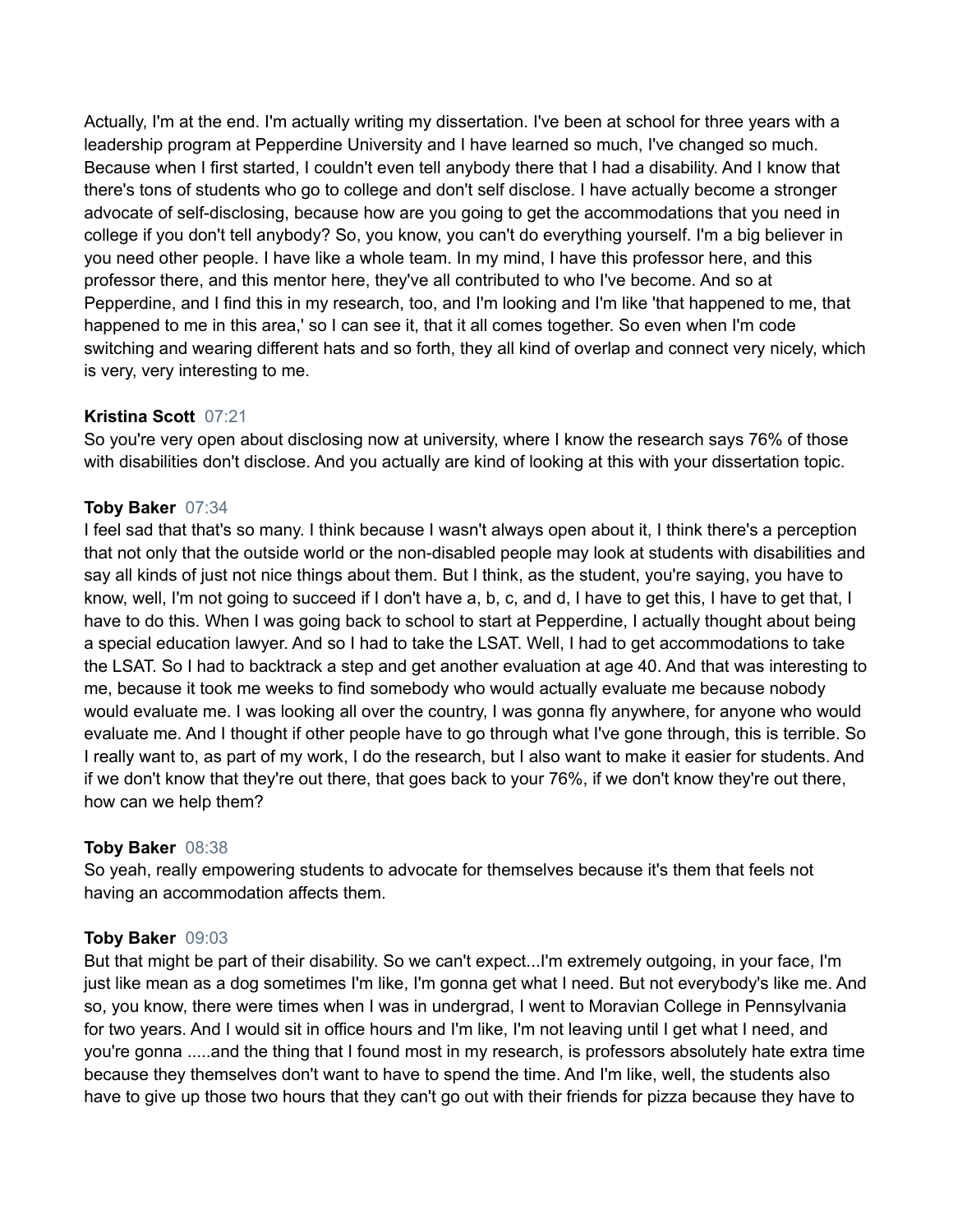Actually, I'm at the end. I'm actually writing my dissertation. I've been at school for three years with a leadership program at Pepperdine University and I have learned so much, I've changed so much. Because when I first started, I couldn't even tell anybody there that I had a disability. And I know that there's tons of students who go to college and don't self disclose. I have actually become a stronger advocate of self-disclosing, because how are you going to get the accommodations that you need in college if you don't tell anybody? So, you know, you can't do everything yourself. I'm a big believer in you need other people. I have like a whole team. In my mind, I have this professor here, and this professor there, and this mentor here, they've all contributed to who I've become. And so at Pepperdine, and I find this in my research, too, and I'm looking and I'm like 'that happened to me, that happened to me in this area,' so I can see it, that it all comes together. So even when I'm code switching and wearing different hats and so forth, they all kind of overlap and connect very nicely, which is very, very interesting to me.

**Kristina Scott** 07:21
So you're very open about disclosing now at university, where I know the research says 76% of those with disabilities don't disclose. And you actually are kind of looking at this with your dissertation topic.

**Toby Baker** 07:34
I feel sad that that's so many. I think because I wasn't always open about it, I think there's a perception that not only that the outside world or the non-disabled people may look at students with disabilities and say all kinds of just not nice things about them. But I think, as the student, you're saying, you have to know, well, I'm not going to succeed if I don't have a, b, c, and d, I have to get this, I have to get that, I have to do this. When I was going back to school to start at Pepperdine, I actually thought about being a special education lawyer. And so I had to take the LSAT. Well, I had to get accommodations to take the LSAT. So I had to backtrack a step and get another evaluation at age 40. And that was interesting to me, because it took me weeks to find somebody who would actually evaluate me because nobody would evaluate me. I was looking all over the country, I was gonna fly anywhere, for anyone who would evaluate me. And I thought if other people have to go through what I've gone through, this is terrible. So I really want to, as part of my work, I do the research, but I also want to make it easier for students. And if we don't know that they're out there, that goes back to your 76%, if we don't know they're out there, how can we help them?

**Toby Baker** 08:38
So yeah, really empowering students to advocate for themselves because it's them that feels not having an accommodation affects them.

**Toby Baker** 09:03
But that might be part of their disability. So we can't expect...I'm extremely outgoing, in your face, I'm just like mean as a dog sometimes I'm like, I'm gonna get what I need. But not everybody's like me. And so, you know, there were times when I was in undergrad, I went to Moravian College in Pennsylvania for two years. And I would sit in office hours and I'm like, I'm not leaving until I get what I need, and you're gonna .....and the thing that I found most in my research, is professors absolutely hate extra time because they themselves don't want to have to spend the time. And I'm like, well, the students also have to give up those two hours that they can't go out with their friends for pizza because they have to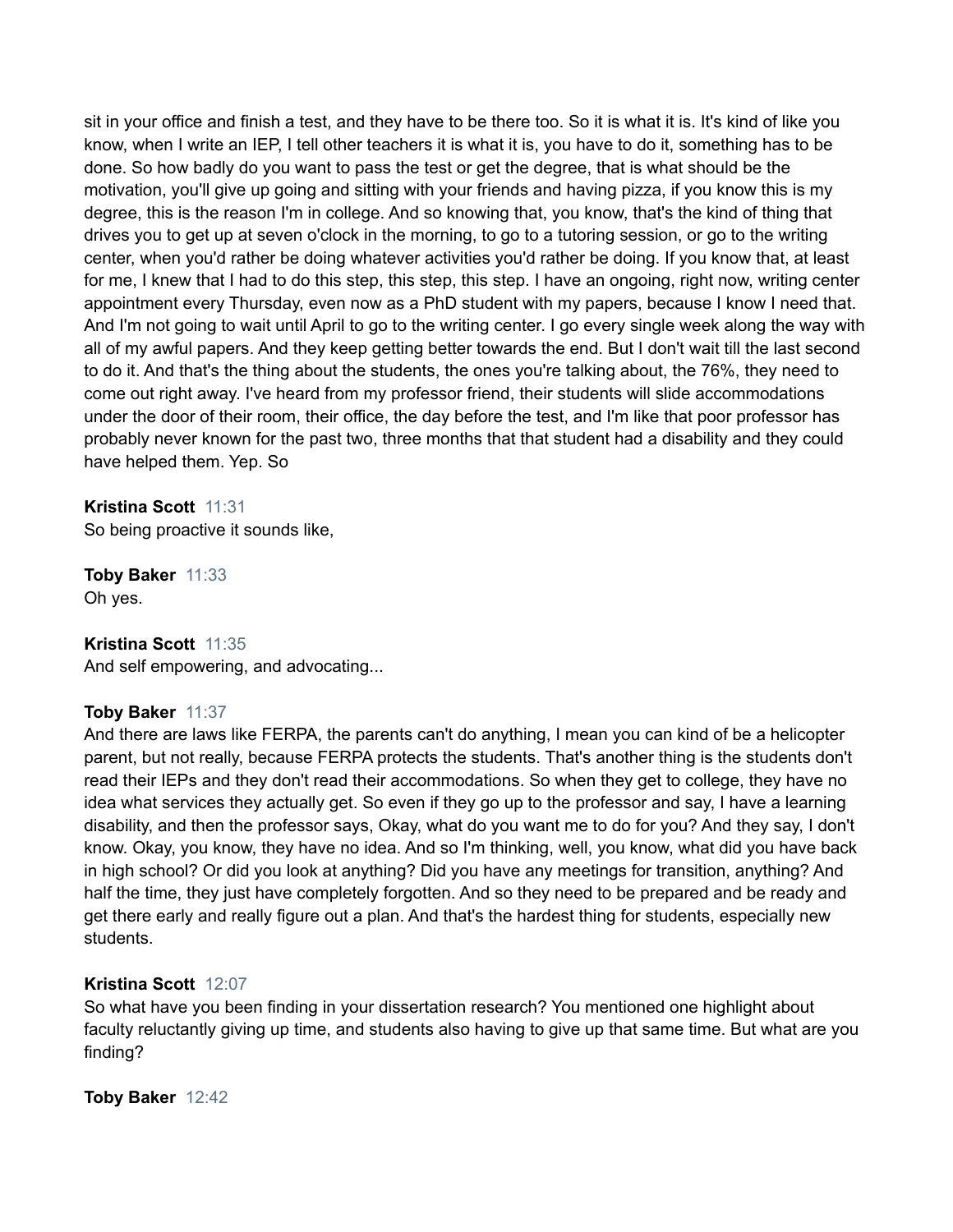sit in your office and finish a test, and they have to be there too. So it is what it is. It's kind of like you know, when I write an IEP, I tell other teachers it is what it is, you have to do it, something has to be done. So how badly do you want to pass the test or get the degree, that is what should be the motivation, you'll give up going and sitting with your friends and having pizza, if you know this is my degree, this is the reason I'm in college. And so knowing that, you know, that's the kind of thing that drives you to get up at seven o'clock in the morning, to go to a tutoring session, or go to the writing center, when you'd rather be doing whatever activities you'd rather be doing. If you know that, at least for me, I knew that I had to do this step, this step, this step. I have an ongoing, right now, writing center appointment every Thursday, even now as a PhD student with my papers, because I know I need that. And I'm not going to wait until April to go to the writing center. I go every single week along the way with all of my awful papers. And they keep getting better towards the end. But I don't wait till the last second to do it. And that's the thing about the students, the ones you're talking about, the 76%, they need to come out right away. I've heard from my professor friend, their students will slide accommodations under the door of their room, their office, the day before the test, and I'm like that poor professor has probably never known for the past two, three months that that student had a disability and they could have helped them. Yep. So

**Kristina Scott** 11:31
So being proactive it sounds like,

**Toby Baker** 11:33
Oh yes.

**Kristina Scott** 11:35
And self empowering, and advocating...

**Toby Baker** 11:37
And there are laws like FERPA, the parents can't do anything, I mean you can kind of be a helicopter parent, but not really, because FERPA protects the students. That's another thing is the students don't read their IEPs and they don't read their accommodations. So when they get to college, they have no idea what services they actually get. So even if they go up to the professor and say, I have a learning disability, and then the professor says, Okay, what do you want me to do for you? And they say, I don't know. Okay, you know, they have no idea. And so I'm thinking, well, you know, what did you have back in high school? Or did you look at anything? Did you have any meetings for transition, anything? And half the time, they just have completely forgotten. And so they need to be prepared and be ready and get there early and really figure out a plan. And that's the hardest thing for students, especially new students.

**Kristina Scott** 12:07
So what have you been finding in your dissertation research? You mentioned one highlight about faculty reluctantly giving up time, and students also having to give up that same time. But what are you finding?

**Toby Baker** 12:42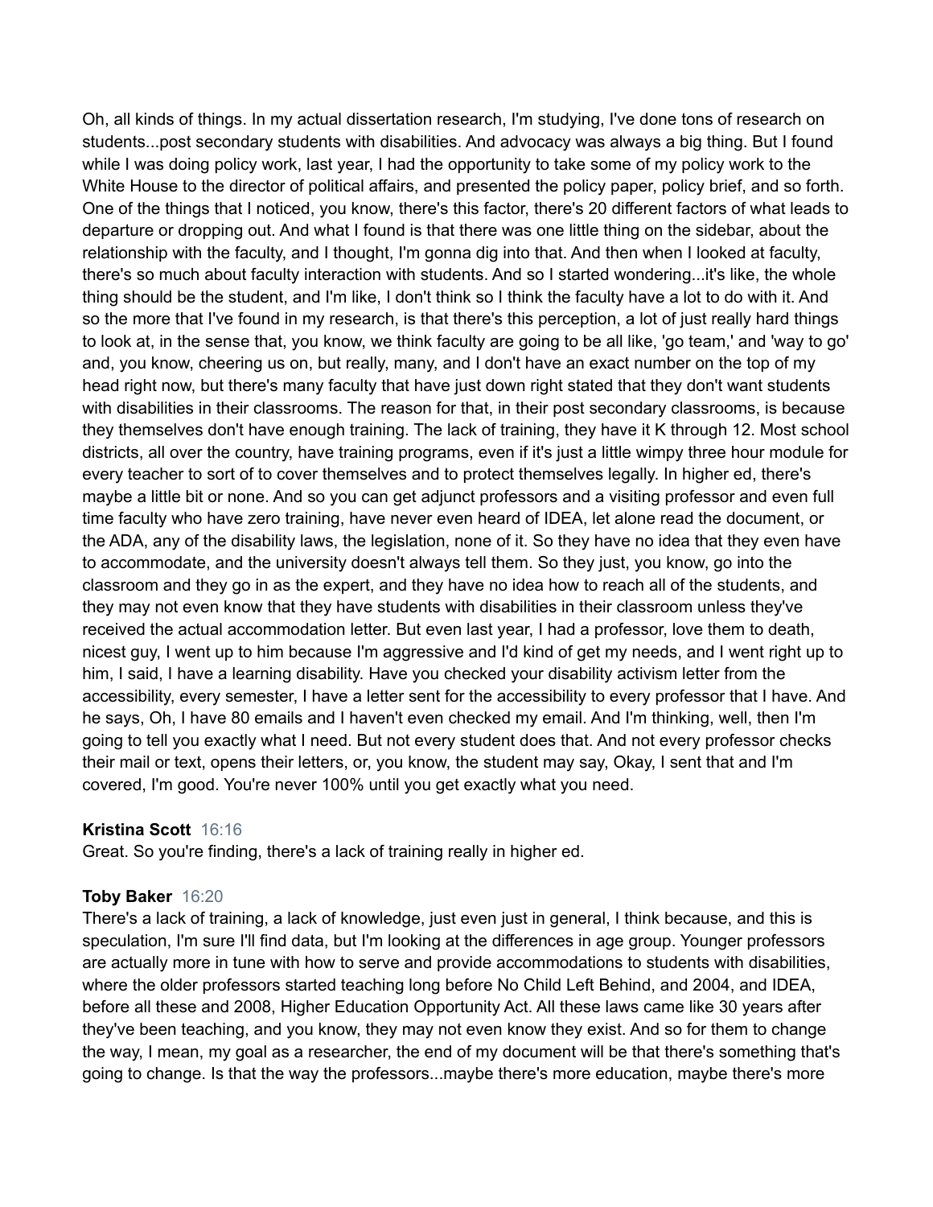Oh, all kinds of things. In my actual dissertation research, I'm studying, I've done tons of research on students...post secondary students with disabilities. And advocacy was always a big thing. But I found while I was doing policy work, last year, I had the opportunity to take some of my policy work to the White House to the director of political affairs, and presented the policy paper, policy brief, and so forth. One of the things that I noticed, you know, there's this factor, there's 20 different factors of what leads to departure or dropping out. And what I found is that there was one little thing on the sidebar, about the relationship with the faculty, and I thought, I'm gonna dig into that. And then when I looked at faculty, there's so much about faculty interaction with students. And so I started wondering...it's like, the whole thing should be the student, and I'm like, I don't think so I think the faculty have a lot to do with it. And so the more that I've found in my research, is that there's this perception, a lot of just really hard things to look at, in the sense that, you know, we think faculty are going to be all like, 'go team,' and 'way to go' and, you know, cheering us on, but really, many, and I don't have an exact number on the top of my head right now, but there's many faculty that have just down right stated that they don't want students with disabilities in their classrooms. The reason for that, in their post secondary classrooms, is because they themselves don't have enough training. The lack of training, they have it K through 12. Most school districts, all over the country, have training programs, even if it's just a little wimpy three hour module for every teacher to sort of to cover themselves and to protect themselves legally. In higher ed, there's maybe a little bit or none. And so you can get adjunct professors and a visiting professor and even full time faculty who have zero training, have never even heard of IDEA, let alone read the document, or the ADA, any of the disability laws, the legislation, none of it. So they have no idea that they even have to accommodate, and the university doesn't always tell them. So they just, you know, go into the classroom and they go in as the expert, and they have no idea how to reach all of the students, and they may not even know that they have students with disabilities in their classroom unless they've received the actual accommodation letter. But even last year, I had a professor, love them to death, nicest guy, I went up to him because I'm aggressive and I'd kind of get my needs, and I went right up to him, I said, I have a learning disability. Have you checked your disability activism letter from the accessibility, every semester, I have a letter sent for the accessibility to every professor that I have. And he says, Oh, I have 80 emails and I haven't even checked my email. And I'm thinking, well, then I'm going to tell you exactly what I need. But not every student does that. And not every professor checks their mail or text, opens their letters, or, you know, the student may say, Okay, I sent that and I'm covered, I'm good. You're never 100% until you get exactly what you need.

**Kristina Scott** 16:16
Great. So you're finding, there's a lack of training really in higher ed.

**Toby Baker** 16:20
There's a lack of training, a lack of knowledge, just even just in general, I think because, and this is speculation, I'm sure I'll find data, but I'm looking at the differences in age group. Younger professors are actually more in tune with how to serve and provide accommodations to students with disabilities, where the older professors started teaching long before No Child Left Behind, and 2004, and IDEA, before all these and 2008, Higher Education Opportunity Act. All these laws came like 30 years after they've been teaching, and you know, they may not even know they exist. And so for them to change the way, I mean, my goal as a researcher, the end of my document will be that there's something that's going to change. Is that the way the professors...maybe there's more education, maybe there's more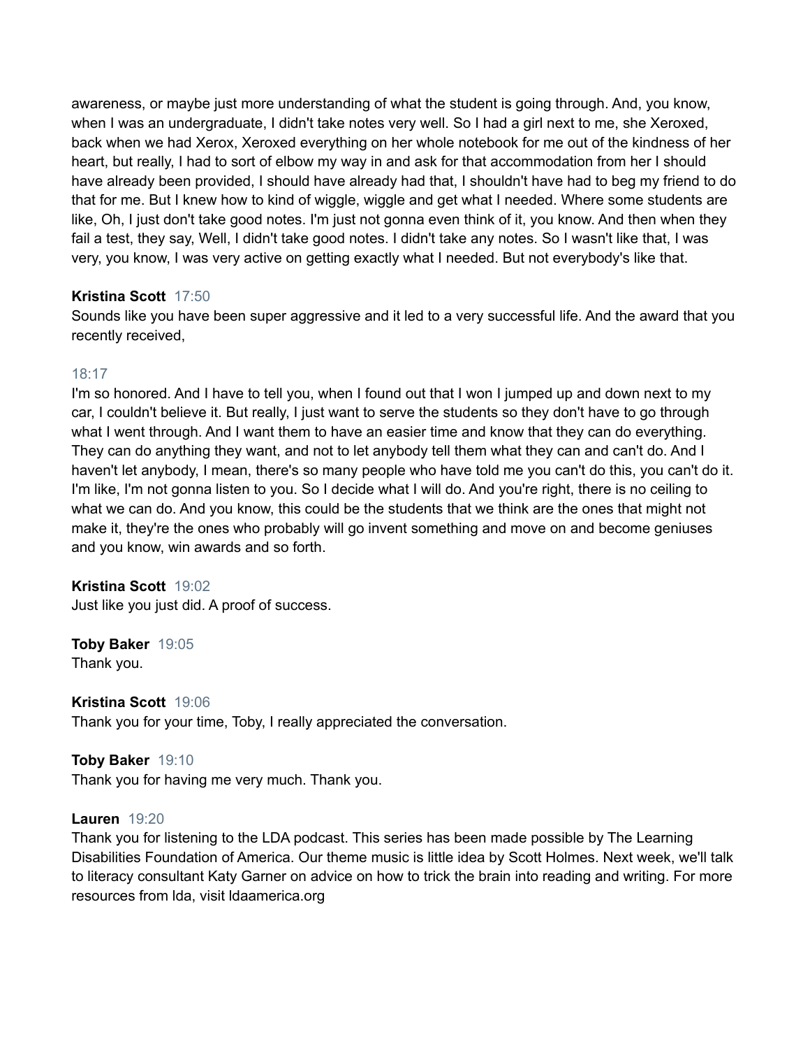awareness, or maybe just more understanding of what the student is going through. And, you know, when I was an undergraduate, I didn't take notes very well. So I had a girl next to me, she Xeroxed, back when we had Xerox, Xeroxed everything on her whole notebook for me out of the kindness of her heart, but really, I had to sort of elbow my way in and ask for that accommodation from her I should have already been provided, I should have already had that, I shouldn't have had to beg my friend to do that for me. But I knew how to kind of wiggle, wiggle and get what I needed. Where some students are like, Oh, I just don't take good notes. I'm just not gonna even think of it, you know. And then when they fail a test, they say, Well, I didn't take good notes. I didn't take any notes. So I wasn't like that, I was very, you know, I was very active on getting exactly what I needed. But not everybody's like that.

**Kristina Scott** 17:50
Sounds like you have been super aggressive and it led to a very successful life. And the award that you recently received,

18:17
I'm so honored. And I have to tell you, when I found out that I won I jumped up and down next to my car, I couldn't believe it. But really, I just want to serve the students so they don't have to go through what I went through. And I want them to have an easier time and know that they can do everything. They can do anything they want, and not to let anybody tell them what they can and can't do. And I haven't let anybody, I mean, there's so many people who have told me you can't do this, you can't do it. I'm like, I'm not gonna listen to you. So I decide what I will do. And you're right, there is no ceiling to what we can do. And you know, this could be the students that we think are the ones that might not make it, they're the ones who probably will go invent something and move on and become geniuses and you know, win awards and so forth.

**Kristina Scott** 19:02
Just like you just did. A proof of success.

**Toby Baker** 19:05
Thank you.

**Kristina Scott** 19:06
Thank you for your time, Toby, I really appreciated the conversation.

**Toby Baker** 19:10
Thank you for having me very much. Thank you.

**Lauren** 19:20
Thank you for listening to the LDA podcast. This series has been made possible by The Learning Disabilities Foundation of America. Our theme music is little idea by Scott Holmes. Next week, we'll talk to literacy consultant Katy Garner on advice on how to trick the brain into reading and writing. For more resources from lda, visit ldaamerica.org